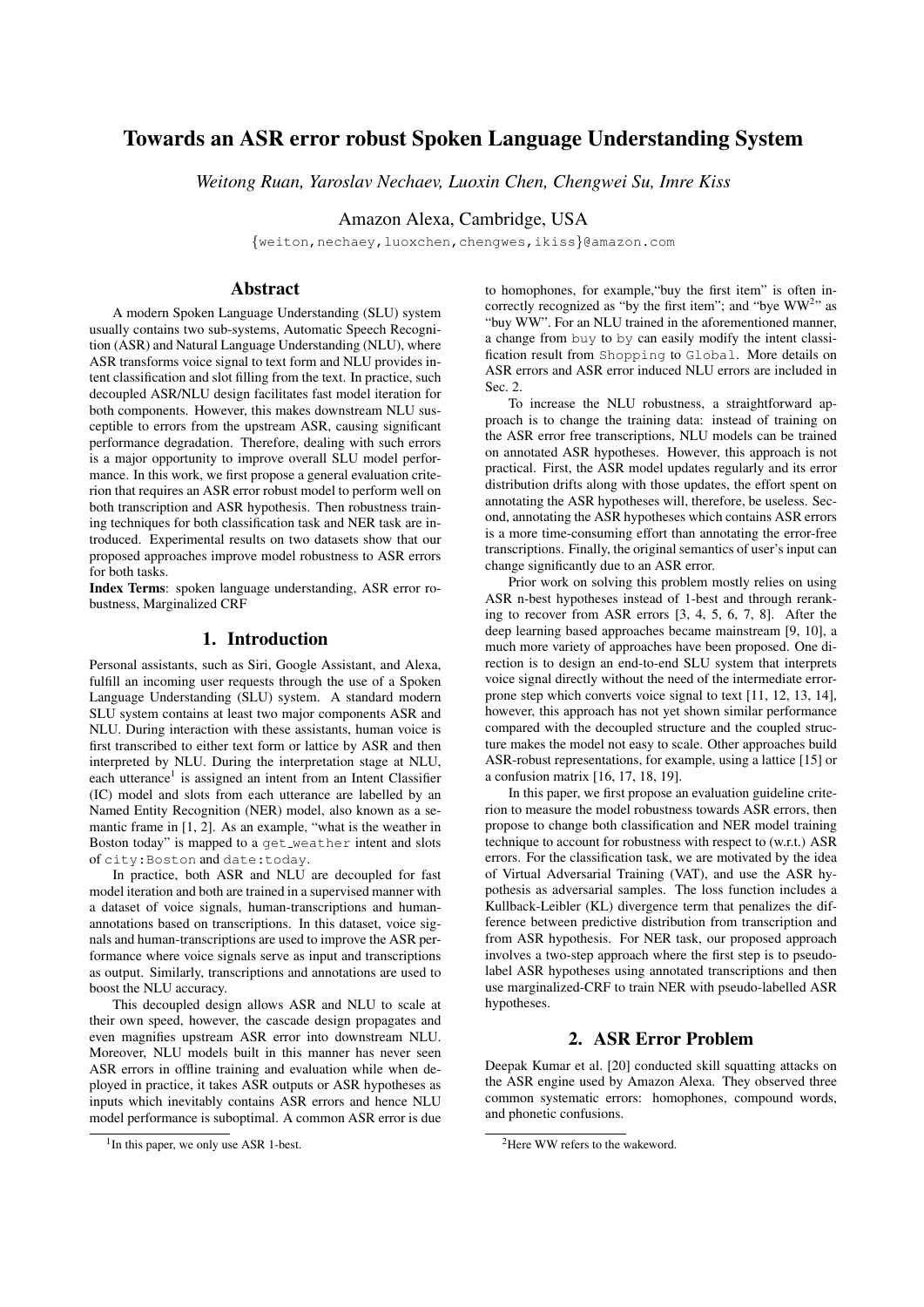# Towards an ASR error robust Spoken Language Understanding System

*Weitong Ruan, Yaroslav Nechaev, Luoxin Chen, Chengwei Su, Imre Kiss*

Amazon Alexa, Cambridge, USA

{weiton,nechaey,luoxchen,chengwes,ikiss}@amazon.com

## Abstract

A modern Spoken Language Understanding (SLU) system usually contains two sub-systems, Automatic Speech Recognition (ASR) and Natural Language Understanding (NLU), where ASR transforms voice signal to text form and NLU provides intent classification and slot filling from the text. In practice, such decoupled ASR/NLU design facilitates fast model iteration for both components. However, this makes downstream NLU susceptible to errors from the upstream ASR, causing significant performance degradation. Therefore, dealing with such errors is a major opportunity to improve overall SLU model performance. In this work, we first propose a general evaluation criterion that requires an ASR error robust model to perform well on both transcription and ASR hypothesis. Then robustness training techniques for both classification task and NER task are introduced. Experimental results on two datasets show that our proposed approaches improve model robustness to ASR errors for both tasks.

**Index Terms**: spoken language understanding, ASR error robustness, Marginalized CRF

## 1. Introduction

Personal assistants, such as Siri, Google Assistant, and Alexa, fulfill an incoming user requests through the use of a Spoken Language Understanding (SLU) system. A standard modern SLU system contains at least two major components ASR and NLU. During interaction with these assistants, human voice is first transcribed to either text form or lattice by ASR and then interpreted by NLU. During the interpretation stage at NLU, each utterance[1] is assigned an intent from an Intent Classifier (IC) model and slots from each utterance are labelled by an Named Entity Recognition (NER) model, also known as a semantic frame in [1, 2]. As an example, "what is the weather in Boston today" is mapped to a `get_weather` intent and slots of `city:Boston` and `date:today`.

In practice, both ASR and NLU are decoupled for fast model iteration and both are trained in a supervised manner with a dataset of voice signals, human-transcriptions and human-annotations based on transcriptions. In this dataset, voice signals and human-transcriptions are used to improve the ASR performance where voice signals serve as input and transcriptions as output. Similarly, transcriptions and annotations are used to boost the NLU accuracy.

This decoupled design allows ASR and NLU to scale at their own speed, however, the cascade design propagates and even magnifies upstream ASR error into downstream NLU. Moreover, NLU models built in this manner has never seen ASR errors in offline training and evaluation while when deployed in practice, it takes ASR outputs or ASR hypotheses as inputs which inevitably contains ASR errors and hence NLU model performance is suboptimal. A common ASR error is due to homophones, for example,"buy the first item" is often incorrectly recognized as "by the first item"; and "bye WW[2]" as "buy WW". For an NLU trained in the aforementioned manner, a change from `buy` to `by` can easily modify the intent classification result from `Shopping` to `Global`. More details on ASR errors and ASR error induced NLU errors are included in Sec. 2.

To increase the NLU robustness, a straightforward approach is to change the training data: instead of training on the ASR error free transcriptions, NLU models can be trained on annotated ASR hypotheses. However, this approach is not practical. First, the ASR model updates regularly and its error distribution drifts along with those updates, the effort spent on annotating the ASR hypotheses will, therefore, be useless. Second, annotating the ASR hypotheses which contains ASR errors is a more time-consuming effort than annotating the error-free transcriptions. Finally, the original semantics of user's input can change significantly due to an ASR error.

Prior work on solving this problem mostly relies on using ASR n-best hypotheses instead of 1-best and through reranking to recover from ASR errors [3, 4, 5, 6, 7, 8]. After the deep learning based approaches became mainstream [9, 10], a much more variety of approaches have been proposed. One direction is to design an end-to-end SLU system that interprets voice signal directly without the need of the intermediate error-prone step which converts voice signal to text [11, 12, 13, 14], however, this approach has not yet shown similar performance compared with the decoupled structure and the coupled structure makes the model not easy to scale. Other approaches build ASR-robust representations, for example, using a lattice [15] or a confusion matrix [16, 17, 18, 19].

In this paper, we first propose an evaluation guideline criterion to measure the model robustness towards ASR errors, then propose to change both classification and NER model training technique to account for robustness with respect to (w.r.t.) ASR errors. For the classification task, we are motivated by the idea of Virtual Adversarial Training (VAT), and use the ASR hypothesis as adversarial samples. The loss function includes a Kullback-Leibler (KL) divergence term that penalizes the difference between predictive distribution from transcription and from ASR hypothesis. For NER task, our proposed approach involves a two-step approach where the first step is to pseudo-label ASR hypotheses using annotated transcriptions and then use marginalized-CRF to train NER with pseudo-labelled ASR hypotheses.

## 2. ASR Error Problem

Deepak Kumar et al. [20] conducted skill squatting attacks on the ASR engine used by Amazon Alexa. They observed three common systematic errors: homophones, compound words, and phonetic confusions.

[1] In this paper, we only use ASR 1-best.

[2] Here WW refers to the wakeword.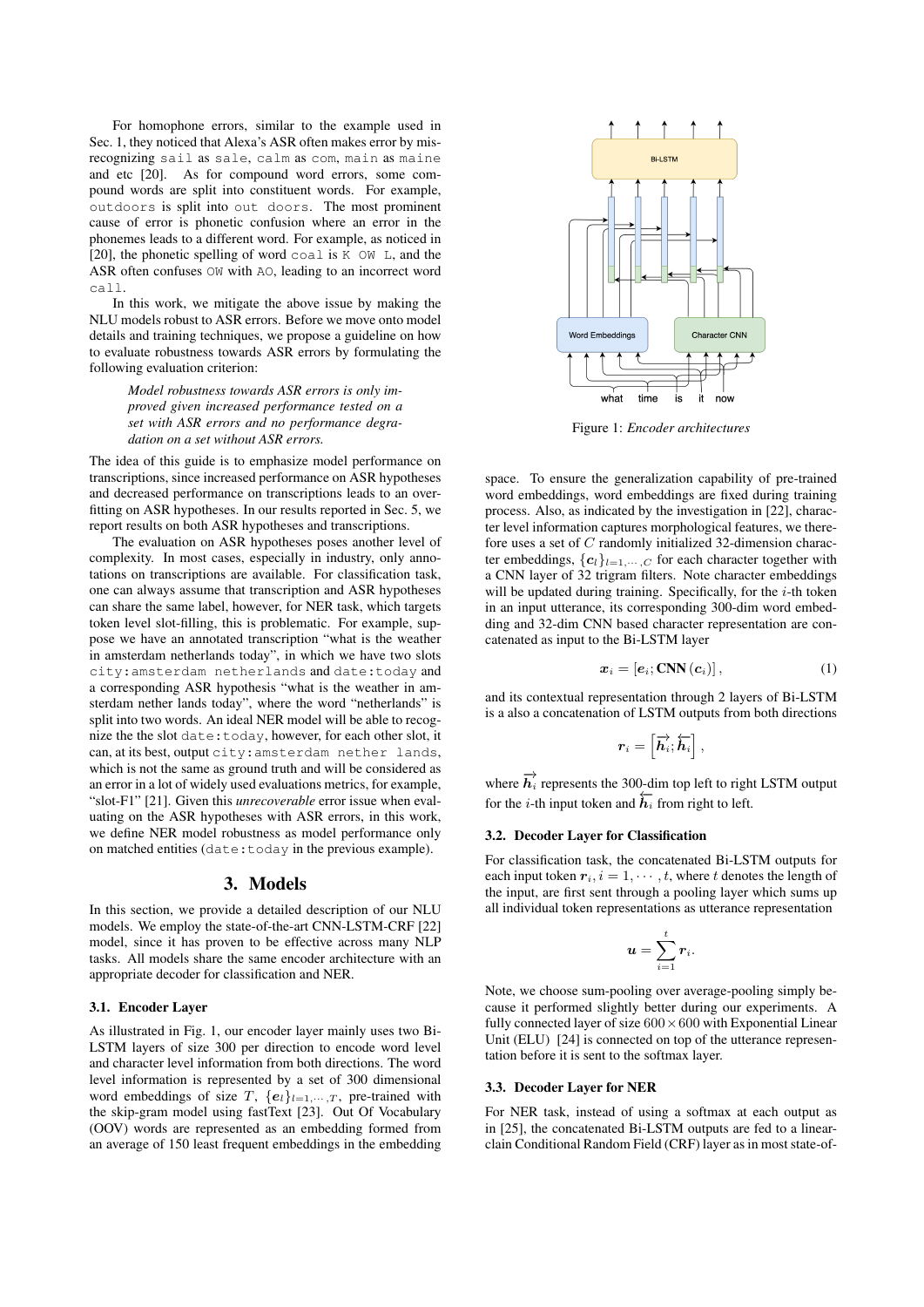For homophone errors, similar to the example used in Sec. 1, they noticed that Alexa's ASR often makes error by misrecognizing `sail` as `sale`, `calm` as `com`, `main` as `maine` and etc [20]. As for compound word errors, some compound words are split into constituent words. For example, `outdoors` is split into `out doors`. The most prominent cause of error is phonetic confusion where an error in the phonemes leads to a different word. For example, as noticed in [20], the phonetic spelling of word `coal` is `K OW L`, and the ASR often confuses `OW` with `AO`, leading to an incorrect word `call`.

In this work, we mitigate the above issue by making the NLU models robust to ASR errors. Before we move onto model details and training techniques, we propose a guideline on how to evaluate robustness towards ASR errors by formulating the following evaluation criterion:

> *Model robustness towards ASR errors is only improved given increased performance tested on a set with ASR errors and no performance degradation on a set without ASR errors.*

The idea of this guide is to emphasize model performance on transcriptions, since increased performance on ASR hypotheses and decreased performance on transcriptions leads to an overfitting on ASR hypotheses. In our results reported in Sec. 5, we report results on both ASR hypotheses and transcriptions.

The evaluation on ASR hypotheses poses another level of complexity. In most cases, especially in industry, only annotations on transcriptions are available. For classification task, one can always assume that transcription and ASR hypotheses can share the same label, however, for NER task, which targets token level slot-filling, this is problematic. For example, suppose we have an annotated transcription "what is the weather in amsterdam netherlands today", in which we have two slots `city:amsterdam netherlands` and `date:today` and a corresponding ASR hypothesis "what is the weather in amsterdam nether lands today", where the word "netherlands" is split into two words. An ideal NER model will be able to recognize the the slot `date:today`, however, for each other slot, it can, at its best, output `city:amsterdam nether lands`, which is not the same as ground truth and will be considered as an error in a lot of widely used evaluations metrics, for example, "slot-F1" [21]. Given this *unrecoverable* error issue when evaluating on the ASR hypotheses with ASR errors, in this work, we define NER model robustness as model performance only on matched entities (`date:today` in the previous example).

## 3. Models

In this section, we provide a detailed description of our NLU models. We employ the state-of-the-art CNN-LSTM-CRF [22] model, since it has proven to be effective across many NLP tasks. All models share the same encoder architecture with an appropriate decoder for classification and NER.

### 3.1. Encoder Layer

As illustrated in Fig. 1, our encoder layer mainly uses two Bi-LSTM layers of size 300 per direction to encode word level and character level information from both directions. The word level information is represented by a set of 300 dimensional word embeddings of size $T$, $\{\boldsymbol{e}_l\}_{l=1,\cdots,T}$, pre-trained with the skip-gram model using fastText [23]. Out Of Vocabulary (OOV) words are represented as an embedding formed from an average of 150 least frequent embeddings in the embedding space. To ensure the generalization capability of pre-trained word embeddings, word embeddings are fixed during training process. Also, as indicated by the investigation in [22], character level information captures morphological features, we therefore use a set of $C$ randomly initialized 32-dimension character embeddings, $\{\boldsymbol{c}_l\}_{l=1,\cdots,C}$ for each character together with a CNN layer of 32 trigram filters. Note character embeddings will be updated during training. Specifically, for the $i$-th token in an input utterance, its corresponding 300-dim word embedding and 32-dim CNN based character representation are concatenated as input to the Bi-LSTM layer

$$\boldsymbol{x}_i = [\boldsymbol{e}_i; \mathbf{CNN}(\boldsymbol{c}_i)], \tag{1}$$

and its contextual representation through 2 layers of Bi-LSTM is a also a concatenation of LSTM outputs from both directions

$$\boldsymbol{r}_i = \left[\overrightarrow{\boldsymbol{h}_i}; \overleftarrow{\boldsymbol{h}_i}\right],$$

where $\overrightarrow{\boldsymbol{h}_i}$ represents the 300-dim top left to right LSTM output for the $i$-th input token and $\overleftarrow{\boldsymbol{h}_i}$ from right to left.

Figure 1: *Encoder architectures*

### 3.2. Decoder Layer for Classification

For classification task, the concatenated Bi-LSTM outputs for each input token $\boldsymbol{r}_i, i = 1, \cdots, t$, where $t$ denotes the length of the input, are first sent through a pooling layer which sums up all individual token representations as utterance representation

$$\boldsymbol{u} = \sum_{i=1}^{t} \boldsymbol{r}_i.$$

Note, we choose sum-pooling over average-pooling simply because it performed slightly better during our experiments. A fully connected layer of size $600 \times 600$ with Exponential Linear Unit (ELU) [24] is connected on top of the utterance representation before it is sent to the softmax layer.

### 3.3. Decoder Layer for NER

For NER task, instead of using a softmax at each output as in [25], the concatenated Bi-LSTM outputs are fed to a linear-clain Conditional Random Field (CRF) layer as in most state-of-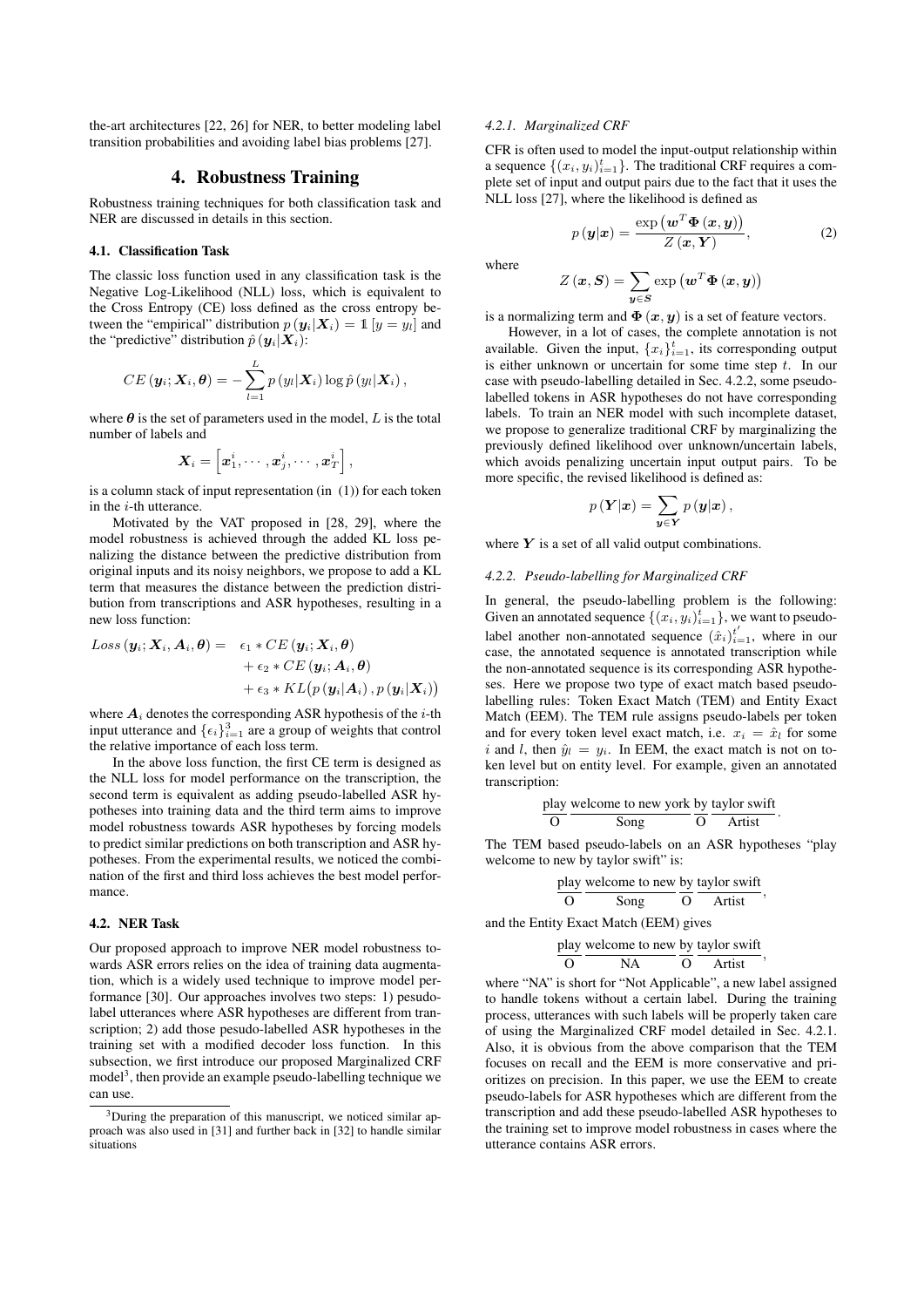the-art architectures [22, 26] for NER, to better modeling label transition probabilities and avoiding label bias problems [27].

## 4. Robustness Training

Robustness training techniques for both classification task and NER are discussed in details in this section.

### 4.1. Classification Task

The classic loss function used in any classification task is the Negative Log-Likelihood (NLL) loss, which is equivalent to the Cross Entropy (CE) loss defined as the cross entropy between the "empirical" distribution $p(\boldsymbol{y}_i|\boldsymbol{X}_i) = \mathbb{1}[y = y_l]$ and the "predictive" distribution $\hat{p}(\boldsymbol{y}_i|\boldsymbol{X}_i)$:

$$CE(\boldsymbol{y}_i; \boldsymbol{X}_i, \boldsymbol{\theta}) = -\sum_{l=1}^{L} p(y_l|\boldsymbol{X}_i) \log \hat{p}(y_l|\boldsymbol{X}_i),$$

where $\boldsymbol{\theta}$ is the set of parameters used in the model, $L$ is the total number of labels and

$$\boldsymbol{X}_i = \left[\boldsymbol{x}_1^i, \cdots, \boldsymbol{x}_j^i, \cdots, \boldsymbol{x}_T^i\right],$$

is a column stack of input representation (in (1)) for each token in the $i$-th utterance.

Motivated by the VAT proposed in [28, 29], where the model robustness is achieved through the added KL loss penalizing the distance between the predictive distribution from original inputs and its noisy neighbors, we propose to add a KL term that measures the distance between the prediction distribution from transcriptions and ASR hypotheses, resulting in a new loss function:

$$\begin{aligned} Loss(\boldsymbol{y}_i; \boldsymbol{X}_i, \boldsymbol{A}_i, \boldsymbol{\theta}) = \quad & \epsilon_1 * CE(\boldsymbol{y}_i; \boldsymbol{X}_i, \boldsymbol{\theta}) \\ & + \epsilon_2 * CE(\boldsymbol{y}_i; \boldsymbol{A}_i, \boldsymbol{\theta}) \\ & + \epsilon_3 * KL\big(p(\boldsymbol{y}_i|\boldsymbol{A}_i), p(\boldsymbol{y}_i|\boldsymbol{X}_i)\big) \end{aligned}$$

where $\boldsymbol{A}_i$ denotes the corresponding ASR hypothesis of the $i$-th input utterance and $\{\epsilon_i\}_{i=1}^3$ are a group of weights that control the relative importance of each loss term.

In the above loss function, the first CE term is designed as the NLL loss for model performance on the transcription, the second term is equivalent as adding pseudo-labelled ASR hypotheses into training data and the third term aims to improve model robustness towards ASR hypotheses by forcing models to predict similar predictions on both transcription and ASR hypotheses. From the experimental results, we noticed the combination of the first and third loss achieves the best model performance.

### 4.2. NER Task

Our proposed approach to improve NER model robustness towards ASR errors relies on the idea of training data augmentation, which is a widely used technique to improve model performance [30]. Our approaches involves two steps: 1) pesudo-label utterances where ASR hypotheses are different from transcription; 2) add those pesudo-labelled ASR hypotheses in the training set with a modified decoder loss function. In this subsection, we first introduce our proposed Marginalized CRF model[3], then provide an example pseudo-labelling technique we can use.

[3] During the preparation of this manuscript, we noticed similar approach was also used in [31] and further back in [32] to handle similar situations

#### 4.2.1. Marginalized CRF

CFR is often used to model the input-output relationship within a sequence $\{(x_i, y_i)_{i=1}^t\}$. The traditional CRF requires a complete set of input and output pairs due to the fact that it uses the NLL loss [27], where the likelihood is defined as

$$p(\boldsymbol{y}|\boldsymbol{x}) = \frac{\exp\left(\boldsymbol{w}^T \boldsymbol{\Phi}(\boldsymbol{x}, \boldsymbol{y})\right)}{Z(\boldsymbol{x}, \boldsymbol{Y})}, \tag{2}$$

where

$$Z(\boldsymbol{x}, \boldsymbol{S}) = \sum_{\boldsymbol{y} \in \boldsymbol{S}} \exp\left(\boldsymbol{w}^T \boldsymbol{\Phi}(\boldsymbol{x}, \boldsymbol{y})\right)$$

is a normalizing term and $\boldsymbol{\Phi}(\boldsymbol{x}, \boldsymbol{y})$ is a set of feature vectors.

However, in a lot of cases, the complete annotation is not available. Given the input, $\{x_i\}_{i=1}^t$, its corresponding output is either unknown or uncertain for some time step $t$. In our case with pseudo-labelling detailed in Sec. 4.2.2, some pseudo-labelled tokens in ASR hypotheses do not have corresponding labels. To train an NER model with such incomplete dataset, we propose to generalize traditional CRF by marginalizing the previously defined likelihood over unknown/uncertain labels, which avoids penalizing uncertain input output pairs. To be more specific, the revised likelihood is defined as:

$$p(\boldsymbol{Y}|\boldsymbol{x}) = \sum_{\boldsymbol{y} \in \boldsymbol{Y}} p(\boldsymbol{y}|\boldsymbol{x}),$$

where $\boldsymbol{Y}$ is a set of all valid output combinations.

#### 4.2.2. Pseudo-labelling for Marginalized CRF

In general, the pseudo-labelling problem is the following: Given an annotated sequence $\{(x_i, y_i)_{i=1}^t\}$, we want to pseudo-label another non-annotated sequence $(\hat{x}_i)_{i=1}^{t'}$, where in our case, the annotated sequence is annotated transcription while the non-annotated sequence is its corresponding ASR hypotheses. Here we propose two type of exact match based pseudo-labelling rules: Token Exact Match (TEM) and Entity Exact Match (EEM). The TEM rule assigns pseudo-labels per token and for every token level exact match, i.e. $x_i = \hat{x}_l$ for some $i$ and $l$, then $\hat{y}_l = y_i$. In EEM, the exact match is not on token level but on entity level. For example, given an annotated transcription:

$$\frac{\text{play}}{\text{O}}\ \frac{\text{welcome to new york}}{\text{Song}}\ \frac{\text{by}}{\text{O}}\ \frac{\text{taylor swift}}{\text{Artist}}.$$

The TEM based pseudo-labels on an ASR hypotheses "play welcome to new by taylor swift" is:

$$\frac{\text{play}}{\text{O}}\ \frac{\text{welcome to new}}{\text{Song}}\ \frac{\text{by}}{\text{O}}\ \frac{\text{taylor swift}}{\text{Artist}},$$

and the Entity Exact Match (EEM) gives

$$\frac{\text{play}}{\text{O}}\ \frac{\text{welcome to new}}{\text{NA}}\ \frac{\text{by}}{\text{O}}\ \frac{\text{taylor swift}}{\text{Artist}},$$

where "NA" is short for "Not Applicable", a new label assigned to handle tokens without a certain label. During the training process, utterances with such labels will be properly taken care of using the Marginalized CRF model detailed in Sec. 4.2.1. Also, it is obvious from the above comparison that the TEM focuses on recall and the EEM is more conservative and prioritizes on precision. In this paper, we use the EEM to create pseudo-labels for ASR hypotheses which are different from the transcription and add these pseudo-labelled ASR hypotheses to the training set to improve model robustness in cases where the utterance contains ASR errors.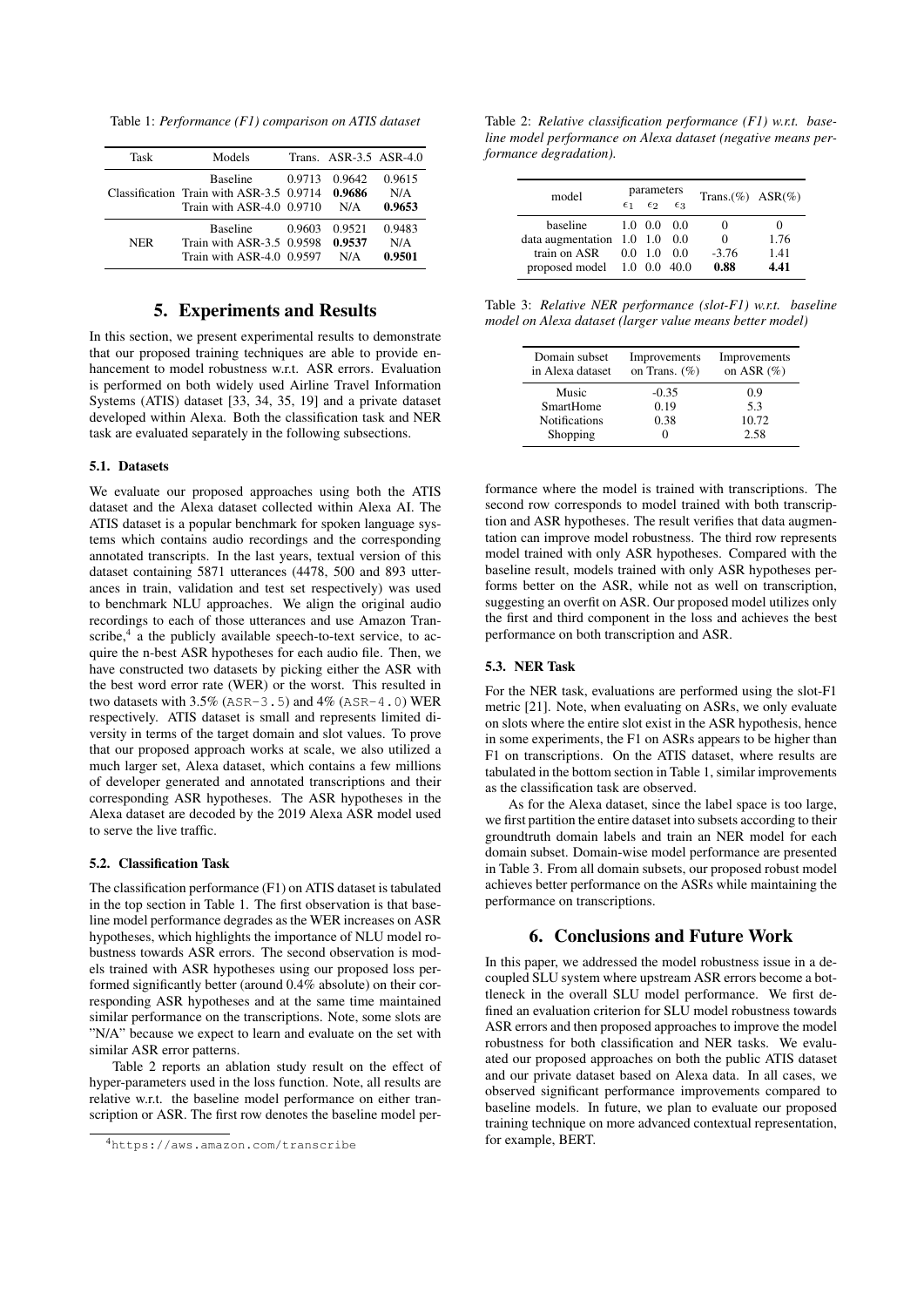Table 1: *Performance (F1) comparison on ATIS dataset*

| Task | Models | Trans. | ASR-3.5 | ASR-4.0 |
|---|---|---|---|---|
| Classification | Baseline | 0.9713 | 0.9642 | 0.9615 |
| | Train with ASR-3.5 | 0.9714 | **0.9686** | N/A |
| | Train with ASR-4.0 | 0.9710 | N/A | **0.9653** |
| NER | Baseline | 0.9603 | 0.9521 | 0.9483 |
| | Train with ASR-3.5 | 0.9598 | **0.9537** | N/A |
| | Train with ASR-4.0 | 0.9597 | N/A | **0.9501** |

## 5. Experiments and Results

In this section, we present experimental results to demonstrate that our proposed training techniques are able to provide enhancement to model robustness w.r.t. ASR errors. Evaluation is performed on both widely used Airline Travel Information Systems (ATIS) dataset [33, 34, 35, 19] and a private dataset developed within Alexa. Both the classification task and NER task are evaluated separately in the following subsections.

### 5.1. Datasets

We evaluate our proposed approaches using both the ATIS dataset and the Alexa dataset collected within Alexa AI. The ATIS dataset is a popular benchmark for spoken language systems which contains audio recordings and the corresponding annotated transcripts. In the last years, textual version of this dataset containing 5871 utterances (4478, 500 and 893 utterances in train, validation and test set respectively) was used to benchmark NLU approaches. We align the original audio recordings to each of those utterances and use Amazon Transcribe,[4] a the publicly available speech-to-text service, to acquire the n-best ASR hypotheses for each audio file. Then, we have constructed two datasets by picking either the ASR with the best word error rate (WER) or the worst. This resulted in two datasets with 3.5% (`ASR-3.5`) and 4% (`ASR-4.0`) WER respectively. ATIS dataset is small and represents limited diversity in terms of the target domain and slot values. To prove that our proposed approach works at scale, we also utilized a much larger set, Alexa dataset, which contains a few millions of developer generated and annotated transcriptions and their corresponding ASR hypotheses. The ASR hypotheses in the Alexa dataset are decoded by the 2019 Alexa ASR model used to serve the live traffic.

### 5.2. Classification Task

The classification performance (F1) on ATIS dataset is tabulated in the top section in Table 1. The first observation is that baseline model performance degrades as the WER increases on ASR hypotheses, which highlights the importance of NLU model robustness towards ASR errors. The second observation is models trained with ASR hypotheses using our proposed loss performed significantly better (around 0.4% absolute) on their corresponding ASR hypotheses and at the same time maintained similar performance on the transcriptions. Note, some slots are "N/A" because we expect to learn and evaluate on the set with similar ASR error patterns.

Table 2 reports an ablation study result on the effect of hyper-parameters used in the loss function. Note, all results are relative w.r.t. the baseline model performance on either transcription or ASR. The first row denotes the baseline model performance where the model is trained with transcriptions. The second row corresponds to model trained with both transcription and ASR hypotheses. The result verifies that data augmentation can improve model robustness. The third row represents model trained with only ASR hypotheses. Compared with the baseline result, models trained with only ASR hypotheses performs better on the ASR, while not as well on transcription, suggesting an overfit on ASR. Our proposed model utilizes only the first and third component in the loss and achieves the best performance on both transcription and ASR.

[4] `https://aws.amazon.com/transcribe`

Table 2: *Relative classification performance (F1) w.r.t. baseline model performance on Alexa dataset (negative means performance degradation).*

| model | parameters $\epsilon_1$ | $\epsilon_2$ | $\epsilon_3$ | Trans.(%) | ASR(%) |
|---|---|---|---|---|---|
| baseline | 1.0 | 0.0 | 0.0 | 0 | 0 |
| data augmentation | 1.0 | 1.0 | 0.0 | 0 | 1.76 |
| train on ASR | 0.0 | 1.0 | 0.0 | -3.76 | 1.41 |
| proposed model | 1.0 | 0.0 | 40.0 | **0.88** | **4.41** |

Table 3: *Relative NER performance (slot-F1) w.r.t. baseline model on Alexa dataset (larger value means better model)*

| Domain subset in Alexa dataset | Improvements on Trans. (%) | Improvements on ASR (%) |
|---|---|---|
| Music | -0.35 | 0.9 |
| SmartHome | 0.19 | 5.3 |
| Notifications | 0.38 | 10.72 |
| Shopping | 0 | 2.58 |

### 5.3. NER Task

For the NER task, evaluations are performed using the slot-F1 metric [21]. Note, when evaluating on ASRs, we only evaluate on slots where the entire slot exist in the ASR hypothesis, hence in some experiments, the F1 on ASRs appears to be higher than F1 on transcriptions. On the ATIS dataset, where results are tabulated in the bottom section in Table 1, similar improvements as the classification task are observed.

As for the Alexa dataset, since the label space is too large, we first partition the entire dataset into subsets according to their groundtruth domain labels and train an NER model for each domain subset. Domain-wise model performance are presented in Table 3. From all domain subsets, our proposed robust model achieves better performance on the ASRs while maintaining the performance on transcriptions.

## 6. Conclusions and Future Work

In this paper, we addressed the model robustness issue in a decoupled SLU system where upstream ASR errors become a bottleneck in the overall SLU model performance. We first defined an evaluation criterion for SLU model robustness towards ASR errors and then proposed approaches to improve the model robustness for both classification and NER tasks. We evaluated our proposed approaches on both the public ATIS dataset and our private dataset based on Alexa data. In all cases, we observed significant performance improvements compared to baseline models. In future, we plan to evaluate our proposed training technique on more advanced contextual representation, for example, BERT.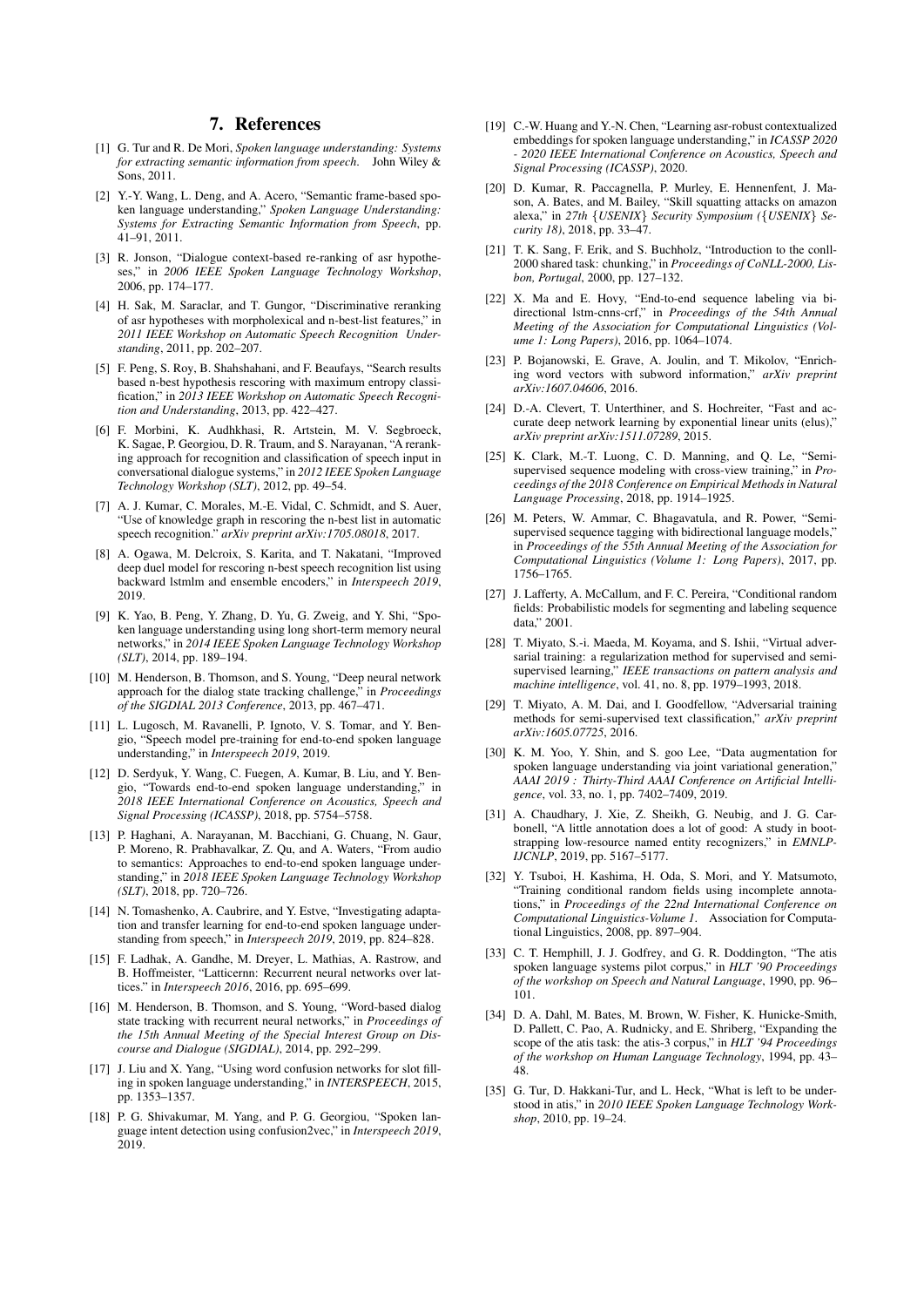## 7. References

[1] G. Tur and R. De Mori, *Spoken language understanding: Systems for extracting semantic information from speech*. John Wiley & Sons, 2011.

[2] Y.-Y. Wang, L. Deng, and A. Acero, "Semantic frame-based spoken language understanding," *Spoken Language Understanding: Systems for Extracting Semantic Information from Speech*, pp. 41–91, 2011.

[3] R. Jonson, "Dialogue context-based re-ranking of asr hypotheses," in *2006 IEEE Spoken Language Technology Workshop*, 2006, pp. 174–177.

[4] H. Sak, M. Saraclar, and T. Gungor, "Discriminative reranking of asr hypotheses with morpholexical and n-best-list features," in *2011 IEEE Workshop on Automatic Speech Recognition Understanding*, 2011, pp. 202–207.

[5] F. Peng, S. Roy, B. Shahshahani, and F. Beaufays, "Search results based n-best hypothesis rescoring with maximum entropy classification," in *2013 IEEE Workshop on Automatic Speech Recognition and Understanding*, 2013, pp. 422–427.

[6] F. Morbini, K. Audhkhasi, R. Artstein, M. V. Segbroeck, K. Sagae, P. Georgiou, D. R. Traum, and S. Narayanan, "A reranking approach for recognition and classification of speech input in conversational dialogue systems," in *2012 IEEE Spoken Language Technology Workshop (SLT)*, 2012, pp. 49–54.

[7] A. J. Kumar, C. Morales, M.-E. Vidal, C. Schmidt, and S. Auer, "Use of knowledge graph in rescoring the n-best list in automatic speech recognition." *arXiv preprint arXiv:1705.08018*, 2017.

[8] A. Ogawa, M. Delcroix, S. Karita, and T. Nakatani, "Improved deep duel model for rescoring n-best speech recognition list using backward lstmlm and ensemble encoders," in *Interspeech 2019*, 2019.

[9] K. Yao, B. Peng, Y. Zhang, D. Yu, G. Zweig, and Y. Shi, "Spoken language understanding using long short-term memory neural networks," in *2014 IEEE Spoken Language Technology Workshop (SLT)*, 2014, pp. 189–194.

[10] M. Henderson, B. Thomson, and S. Young, "Deep neural network approach for the dialog state tracking challenge," in *Proceedings of the SIGDIAL 2013 Conference*, 2013, pp. 467–471.

[11] L. Lugosch, M. Ravanelli, P. Ignoto, V. S. Tomar, and Y. Bengio, "Speech model pre-training for end-to-end spoken language understanding," in *Interspeech 2019*, 2019.

[12] D. Serdyuk, Y. Wang, C. Fuegen, A. Kumar, B. Liu, and Y. Bengio, "Towards end-to-end spoken language understanding," in *2018 IEEE International Conference on Acoustics, Speech and Signal Processing (ICASSP)*, 2018, pp. 5754–5758.

[13] P. Haghani, A. Narayanan, M. Bacchiani, G. Chuang, N. Gaur, P. Moreno, R. Prabhavalkar, Z. Qu, and A. Waters, "From audio to semantics: Approaches to end-to-end spoken language understanding," in *2018 IEEE Spoken Language Technology Workshop (SLT)*, 2018, pp. 720–726.

[14] N. Tomashenko, A. Caubrire, and Y. Estve, "Investigating adaptation and transfer learning for end-to-end spoken language understanding from speech," in *Interspeech 2019*, 2019, pp. 824–828.

[15] F. Ladhak, A. Gandhe, M. Dreyer, L. Mathias, A. Rastrow, and B. Hoffmeister, "Latticernn: Recurrent neural networks over lattices." in *Interspeech 2016*, 2016, pp. 695–699.

[16] M. Henderson, B. Thomson, and S. Young, "Word-based dialog state tracking with recurrent neural networks," in *Proceedings of the 15th Annual Meeting of the Special Interest Group on Discourse and Dialogue (SIGDIAL)*, 2014, pp. 292–299.

[17] J. Liu and X. Yang, "Using word confusion networks for slot filling in spoken language understanding," in *INTERSPEECH*, 2015, pp. 1353–1357.

[18] P. G. Shivakumar, M. Yang, and P. G. Georgiou, "Spoken language intent detection using confusion2vec," in *Interspeech 2019*, 2019.

[19] C.-W. Huang and Y.-N. Chen, "Learning asr-robust contextualized embeddings for spoken language understanding," in *ICASSP 2020 - 2020 IEEE International Conference on Acoustics, Speech and Signal Processing (ICASSP)*, 2020.

[20] D. Kumar, R. Paccagnella, P. Murley, E. Hennenfent, J. Mason, A. Bates, and M. Bailey, "Skill squatting attacks on amazon alexa," in *27th {USENIX} Security Symposium ({USENIX} Security 18)*, 2018, pp. 33–47.

[21] T. K. Sang, F. Erik, and S. Buchholz, "Introduction to the conll-2000 shared task: chunking," in *Proceedings of CoNLL-2000, Lisbon, Portugal*, 2000, pp. 127–132.

[22] X. Ma and E. Hovy, "End-to-end sequence labeling via bi-directional lstm-cnns-crf," in *Proceedings of the 54th Annual Meeting of the Association for Computational Linguistics (Volume 1: Long Papers)*, 2016, pp. 1064–1074.

[23] P. Bojanowski, E. Grave, A. Joulin, and T. Mikolov, "Enriching word vectors with subword information," *arXiv preprint arXiv:1607.04606*, 2016.

[24] D.-A. Clevert, T. Unterthiner, and S. Hochreiter, "Fast and accurate deep network learning by exponential linear units (elus)," *arXiv preprint arXiv:1511.07289*, 2015.

[25] K. Clark, M.-T. Luong, C. D. Manning, and Q. Le, "Semi-supervised sequence modeling with cross-view training," in *Proceedings of the 2018 Conference on Empirical Methods in Natural Language Processing*, 2018, pp. 1914–1925.

[26] M. Peters, W. Ammar, C. Bhagavatula, and R. Power, "Semi-supervised sequence tagging with bidirectional language models," in *Proceedings of the 55th Annual Meeting of the Association for Computational Linguistics (Volume 1: Long Papers)*, 2017, pp. 1756–1765.

[27] J. Lafferty, A. McCallum, and F. C. Pereira, "Conditional random fields: Probabilistic models for segmenting and labeling sequence data," 2001.

[28] T. Miyato, S.-i. Maeda, M. Koyama, and S. Ishii, "Virtual adversarial training: a regularization method for supervised and semi-supervised learning," *IEEE transactions on pattern analysis and machine intelligence*, vol. 41, no. 8, pp. 1979–1993, 2018.

[29] T. Miyato, A. M. Dai, and I. Goodfellow, "Adversarial training methods for semi-supervised text classification," *arXiv preprint arXiv:1605.07725*, 2016.

[30] K. M. Yoo, Y. Shin, and S. goo Lee, "Data augmentation for spoken language understanding via joint variational generation," *AAAI 2019 : Thirty-Third AAAI Conference on Artificial Intelligence*, vol. 33, no. 1, pp. 7402–7409, 2019.

[31] A. Chaudhary, J. Xie, Z. Sheikh, G. Neubig, and J. G. Carbonell, "A little annotation does a lot of good: A study in bootstrapping low-resource named entity recognizers," in *EMNLP-IJCNLP*, 2019, pp. 5167–5177.

[32] Y. Tsuboi, H. Kashima, H. Oda, S. Mori, and Y. Matsumoto, "Training conditional random fields using incomplete annotations," in *Proceedings of the 22nd International Conference on Computational Linguistics-Volume 1*. Association for Computational Linguistics, 2008, pp. 897–904.

[33] C. T. Hemphill, J. J. Godfrey, and G. R. Doddington, "The atis spoken language systems pilot corpus," in *HLT '90 Proceedings of the workshop on Speech and Natural Language*, 1990, pp. 96–101.

[34] D. A. Dahl, M. Bates, M. Brown, W. Fisher, K. Hunicke-Smith, D. Pallett, C. Pao, A. Rudnicky, and E. Shriberg, "Expanding the scope of the atis task: the atis-3 corpus," in *HLT '94 Proceedings of the workshop on Human Language Technology*, 1994, pp. 43–48.

[35] G. Tur, D. Hakkani-Tur, and L. Heck, "What is left to be understood in atis," in *2010 IEEE Spoken Language Technology Workshop*, 2010, pp. 19–24.